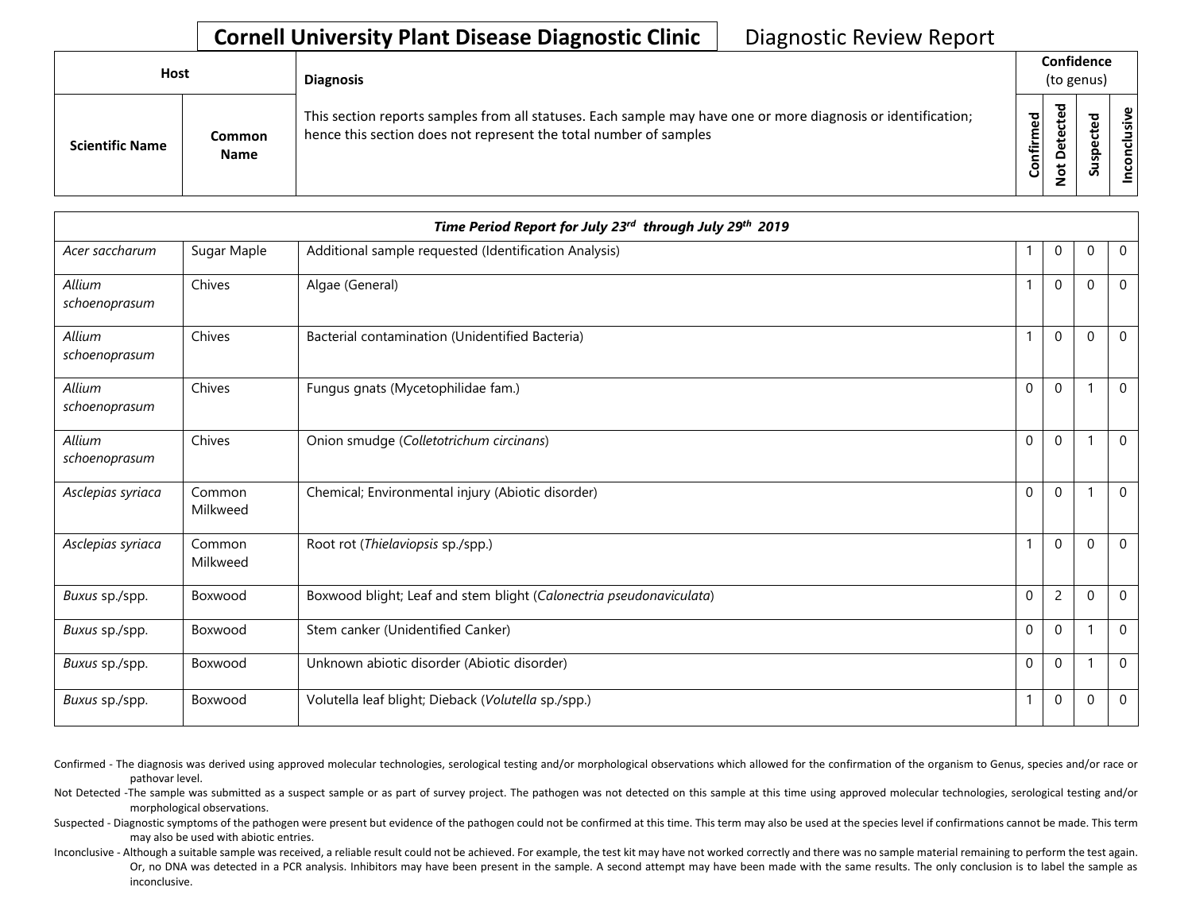# Cornell University Plant Disease Diagnostic Clinic

Diagnostic Review Report

| Host | | Diagnosis | Confidence (to genus) | | | |
|---|---|---|---|---|---|---|
| Scientific Name | Common Name | This section reports samples from all statuses. Each sample may have one or more diagnosis or identification; hence this section does not represent the total number of samples | Confirmed | Not Detected | Suspected | Inconclusive |

| *Time Period Report for July 23rd through July 29th 2019* | | | | | | |
|---|---|---|---|---|---|---|
| *Acer saccharum* | Sugar Maple | Additional sample requested (Identification Analysis) | 1 | 0 | 0 | 0 |
| *Allium schoenoprasum* | Chives | Algae (General) | 1 | 0 | 0 | 0 |
| *Allium schoenoprasum* | Chives | Bacterial contamination (Unidentified Bacteria) | 1 | 0 | 0 | 0 |
| *Allium schoenoprasum* | Chives | Fungus gnats (Mycetophilidae fam.) | 0 | 0 | 1 | 0 |
| *Allium schoenoprasum* | Chives | Onion smudge (*Colletotrichum circinans*) | 0 | 0 | 1 | 0 |
| *Asclepias syriaca* | Common Milkweed | Chemical; Environmental injury (Abiotic disorder) | 0 | 0 | 1 | 0 |
| *Asclepias syriaca* | Common Milkweed | Root rot (*Thielaviopsis* sp./spp.) | 1 | 0 | 0 | 0 |
| *Buxus* sp./spp. | Boxwood | Boxwood blight; Leaf and stem blight (*Calonectria pseudonaviculata*) | 0 | 2 | 0 | 0 |
| *Buxus* sp./spp. | Boxwood | Stem canker (Unidentified Canker) | 0 | 0 | 1 | 0 |
| *Buxus* sp./spp. | Boxwood | Unknown abiotic disorder (Abiotic disorder) | 0 | 0 | 1 | 0 |
| *Buxus* sp./spp. | Boxwood | Volutella leaf blight; Dieback (*Volutella* sp./spp.) | 1 | 0 | 0 | 0 |

Confirmed - The diagnosis was derived using approved molecular technologies, serological testing and/or morphological observations which allowed for the confirmation of the organism to Genus, species and/or race or pathovar level.

Not Detected -The sample was submitted as a suspect sample or as part of survey project. The pathogen was not detected on this sample at this time using approved molecular technologies, serological testing and/or morphological observations.

Suspected - Diagnostic symptoms of the pathogen were present but evidence of the pathogen could not be confirmed at this time. This term may also be used at the species level if confirmations cannot be made. This term may also be used with abiotic entries.

Inconclusive - Although a suitable sample was received, a reliable result could not be achieved. For example, the test kit may have not worked correctly and there was no sample material remaining to perform the test again. Or, no DNA was detected in a PCR analysis. Inhibitors may have been present in the sample. A second attempt may have been made with the same results. The only conclusion is to label the sample as inconclusive.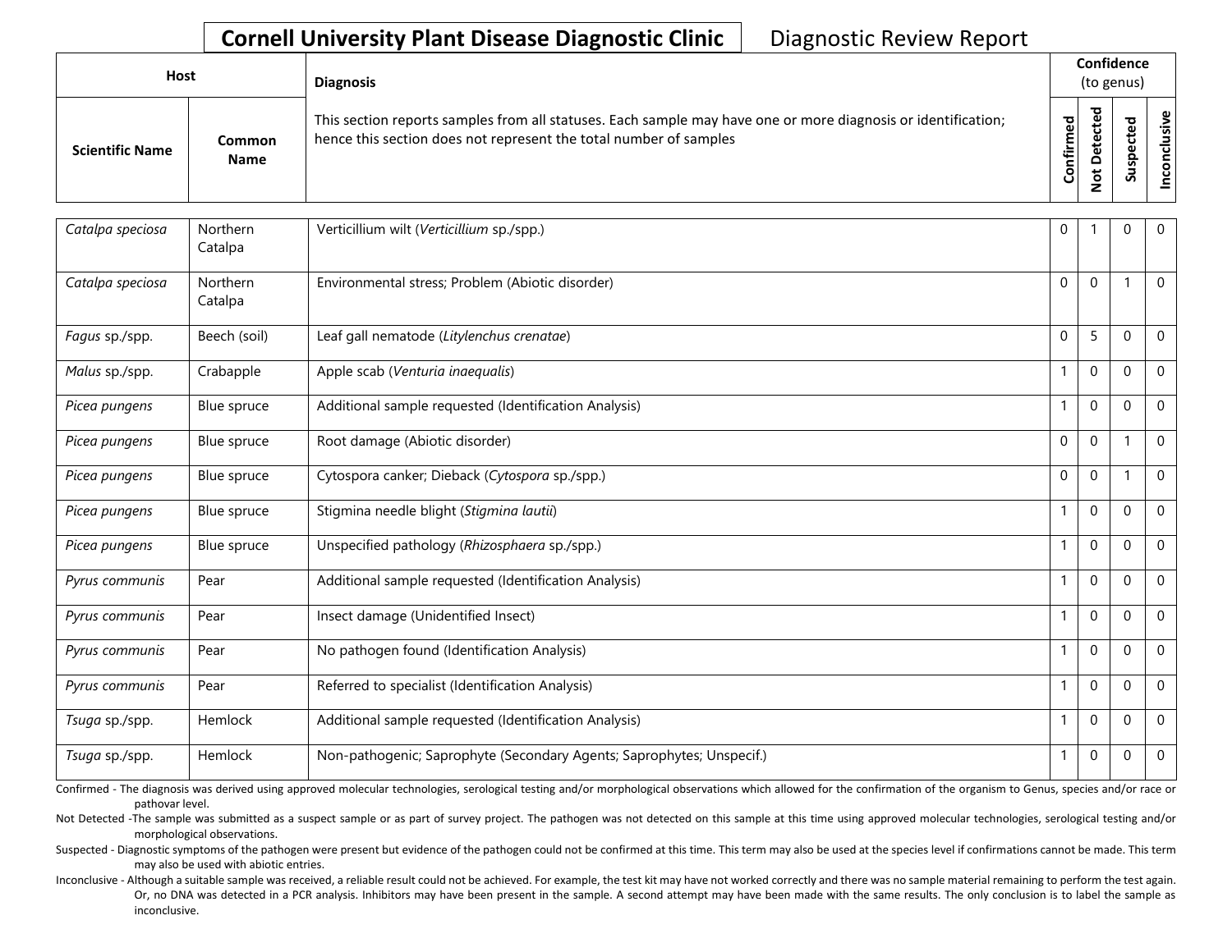## Cornell University Plant Disease Diagnostic Clinic — Diagnostic Review Report

| Host | | Diagnosis | Confidence (to genus) | | | |
|---|---|---|---|---|---|---|
| **Scientific Name** | **Common Name** | This section reports samples from all statuses. Each sample may have one or more diagnosis or identification; hence this section does not represent the total number of samples | **Confirmed** | **Not Detected** | **Suspected** | **Inconclusive** |
| *Catalpa speciosa* | Northern Catalpa | Verticillium wilt (*Verticillium* sp./spp.) | 0 | 1 | 0 | 0 |
| *Catalpa speciosa* | Northern Catalpa | Environmental stress; Problem (Abiotic disorder) | 0 | 0 | 1 | 0 |
| *Fagus* sp./spp. | Beech (soil) | Leaf gall nematode (*Litylenchus crenatae*) | 0 | 5 | 0 | 0 |
| *Malus* sp./spp. | Crabapple | Apple scab (*Venturia inaequalis*) | 1 | 0 | 0 | 0 |
| *Picea pungens* | Blue spruce | Additional sample requested (Identification Analysis) | 1 | 0 | 0 | 0 |
| *Picea pungens* | Blue spruce | Root damage (Abiotic disorder) | 0 | 0 | 1 | 0 |
| *Picea pungens* | Blue spruce | Cytospora canker; Dieback (*Cytospora* sp./spp.) | 0 | 0 | 1 | 0 |
| *Picea pungens* | Blue spruce | Stigmina needle blight (*Stigmina lautii*) | 1 | 0 | 0 | 0 |
| *Picea pungens* | Blue spruce | Unspecified pathology (*Rhizosphaera* sp./spp.) | 1 | 0 | 0 | 0 |
| *Pyrus communis* | Pear | Additional sample requested (Identification Analysis) | 1 | 0 | 0 | 0 |
| *Pyrus communis* | Pear | Insect damage (Unidentified Insect) | 1 | 0 | 0 | 0 |
| *Pyrus communis* | Pear | No pathogen found (Identification Analysis) | 1 | 0 | 0 | 0 |
| *Pyrus communis* | Pear | Referred to specialist (Identification Analysis) | 1 | 0 | 0 | 0 |
| *Tsuga* sp./spp. | Hemlock | Additional sample requested (Identification Analysis) | 1 | 0 | 0 | 0 |
| *Tsuga* sp./spp. | Hemlock | Non-pathogenic; Saprophyte (Secondary Agents; Saprophytes; Unspecif.) | 1 | 0 | 0 | 0 |

Confirmed - The diagnosis was derived using approved molecular technologies, serological testing and/or morphological observations which allowed for the confirmation of the organism to Genus, species and/or race or pathovar level.

Not Detected -The sample was submitted as a suspect sample or as part of survey project. The pathogen was not detected on this sample at this time using approved molecular technologies, serological testing and/or morphological observations.

Suspected - Diagnostic symptoms of the pathogen were present but evidence of the pathogen could not be confirmed at this time. This term may also be used at the species level if confirmations cannot be made. This term may also be used with abiotic entries.

Inconclusive - Although a suitable sample was received, a reliable result could not be achieved. For example, the test kit may have not worked correctly and there was no sample material remaining to perform the test again. Or, no DNA was detected in a PCR analysis. Inhibitors may have been present in the sample. A second attempt may have been made with the same results. The only conclusion is to label the sample as inconclusive.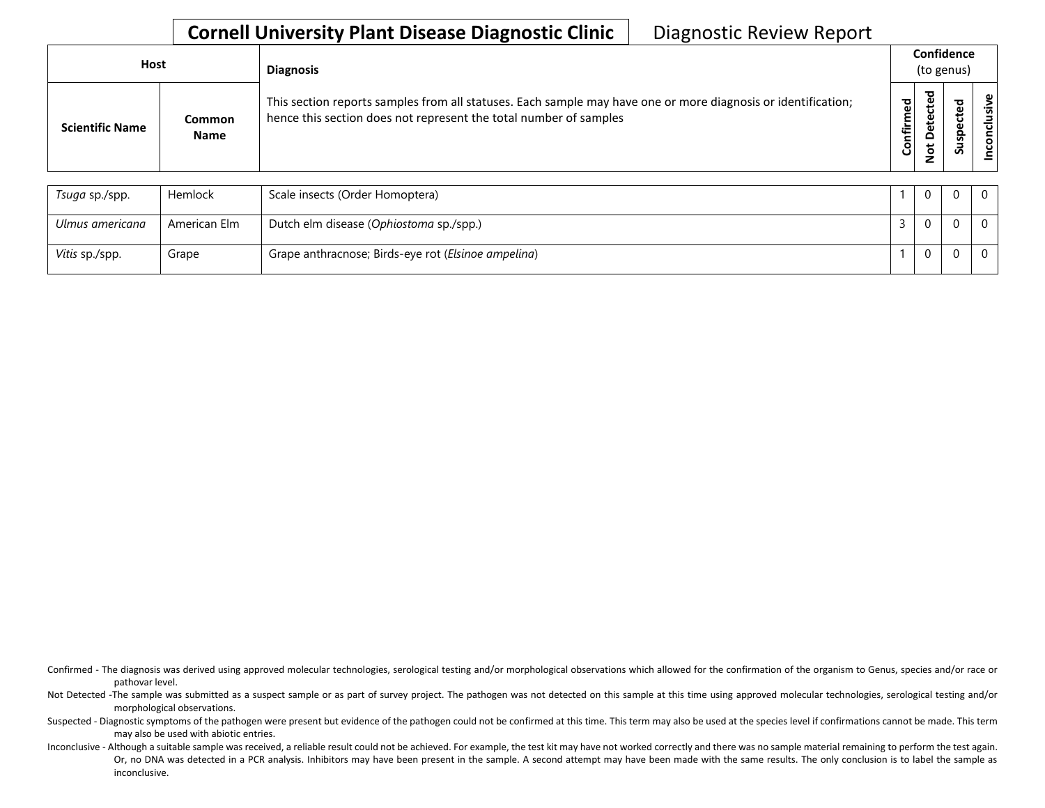# Cornell University Plant Disease Diagnostic Clinic

Diagnostic Review Report

| Host | | Diagnosis | Confidence (to genus) | | | |
|---|---|---|---|---|---|---|
| Scientific Name | Common Name | This section reports samples from all statuses. Each sample may have one or more diagnosis or identification; hence this section does not represent the total number of samples | Confirmed | Not Detected | Suspected | Inconclusive |
| *Tsuga* sp./spp. | Hemlock | Scale insects (Order Homoptera) | 1 | 0 | 0 | 0 |
| *Ulmus americana* | American Elm | Dutch elm disease (*Ophiostoma* sp./spp.) | 3 | 0 | 0 | 0 |
| *Vitis* sp./spp. | Grape | Grape anthracnose; Birds-eye rot (*Elsinoe ampelina*) | 1 | 0 | 0 | 0 |

Confirmed - The diagnosis was derived using approved molecular technologies, serological testing and/or morphological observations which allowed for the confirmation of the organism to Genus, species and/or race or pathovar level.

Not Detected -The sample was submitted as a suspect sample or as part of survey project. The pathogen was not detected on this sample at this time using approved molecular technologies, serological testing and/or morphological observations.

Suspected - Diagnostic symptoms of the pathogen were present but evidence of the pathogen could not be confirmed at this time. This term may also be used at the species level if confirmations cannot be made. This term may also be used with abiotic entries.

Inconclusive - Although a suitable sample was received, a reliable result could not be achieved. For example, the test kit may have not worked correctly and there was no sample material remaining to perform the test again. Or, no DNA was detected in a PCR analysis. Inhibitors may have been present in the sample. A second attempt may have been made with the same results. The only conclusion is to label the sample as inconclusive.